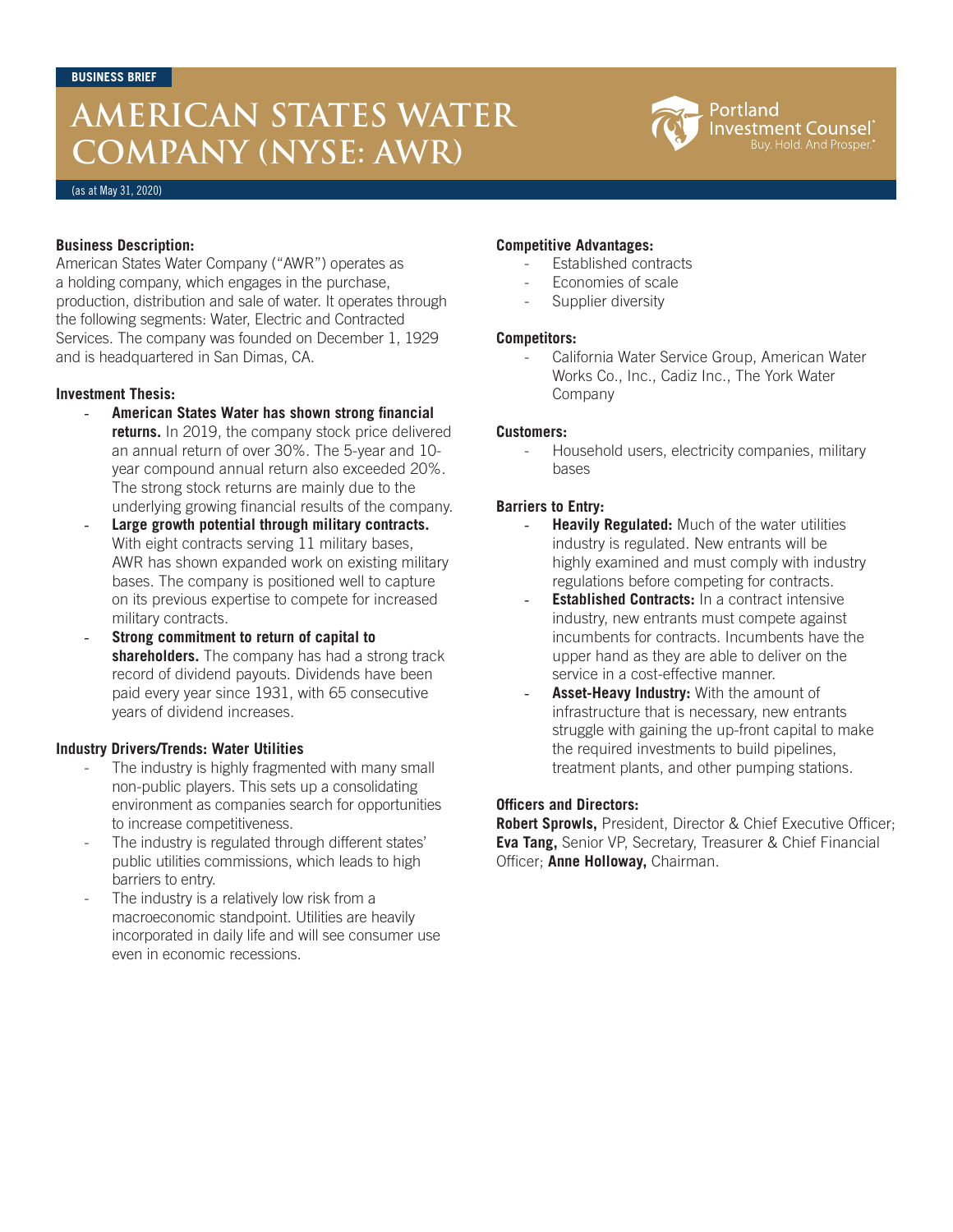BUSINESS BRIEF

# AMERICAN STATES WATER COMPANY (NYSE: AWR)

Portland Investment Counsel® Buy. Hold. And Prosper.®

(as at May 31, 2020)

**Business Description:**
American States Water Company ("AWR") operates as a holding company, which engages in the purchase, production, distribution and sale of water. It operates through the following segments: Water, Electric and Contracted Services. The company was founded on December 1, 1929 and is headquartered in San Dimas, CA.

**Investment Thesis:**

- **American States Water has shown strong financial returns.** In 2019, the company stock price delivered an annual return of over 30%. The 5-year and 10-year compound annual return also exceeded 20%. The strong stock returns are mainly due to the underlying growing financial results of the company.
- **Large growth potential through military contracts.** With eight contracts serving 11 military bases, AWR has shown expanded work on existing military bases. The company is positioned well to capture on its previous expertise to compete for increased military contracts.
- **Strong commitment to return of capital to shareholders.** The company has had a strong track record of dividend payouts. Dividends have been paid every year since 1931, with 65 consecutive years of dividend increases.

**Industry Drivers/Trends: Water Utilities**

- The industry is highly fragmented with many small non-public players. This sets up a consolidating environment as companies search for opportunities to increase competitiveness.
- The industry is regulated through different states' public utilities commissions, which leads to high barriers to entry.
- The industry is a relatively low risk from a macroeconomic standpoint. Utilities are heavily incorporated in daily life and will see consumer use even in economic recessions.

**Competitive Advantages:**

- Established contracts
- Economies of scale
- Supplier diversity

**Competitors:**

- California Water Service Group, American Water Works Co., Inc., Cadiz Inc., The York Water Company

**Customers:**

- Household users, electricity companies, military bases

**Barriers to Entry:**

- **Heavily Regulated:** Much of the water utilities industry is regulated. New entrants will be highly examined and must comply with industry regulations before competing for contracts.
- **Established Contracts:** In a contract intensive industry, new entrants must compete against incumbents for contracts. Incumbents have the upper hand as they are able to deliver on the service in a cost-effective manner.
- **Asset-Heavy Industry:** With the amount of infrastructure that is necessary, new entrants struggle with gaining the up-front capital to make the required investments to build pipelines, treatment plants, and other pumping stations.

**Officers and Directors:**
**Robert Sprowls,** President, Director & Chief Executive Officer; **Eva Tang,** Senior VP, Secretary, Treasurer & Chief Financial Officer; **Anne Holloway,** Chairman.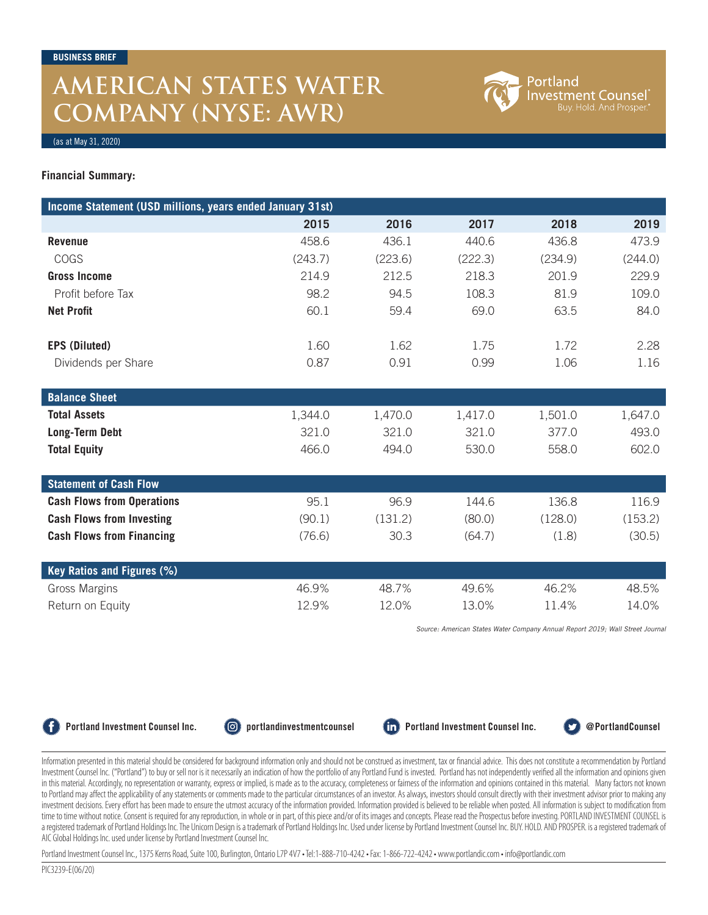BUSINESS BRIEF

# AMERICAN STATES WATER COMPANY (NYSE: AWR)

Portland Investment Counsel® Buy. Hold. And Prosper.®

(as at May 31, 2020)

**Financial Summary:**

| Income Statement (USD millions, years ended January 31st) | 2015 | 2016 | 2017 | 2018 | 2019 |
|---|---|---|---|---|---|
| **Revenue** | 458.6 | 436.1 | 440.6 | 436.8 | 473.9 |
| COGS | (243.7) | (223.6) | (222.3) | (234.9) | (244.0) |
| **Gross Income** | 214.9 | 212.5 | 218.3 | 201.9 | 229.9 |
| Profit before Tax | 98.2 | 94.5 | 108.3 | 81.9 | 109.0 |
| **Net Profit** | 60.1 | 59.4 | 69.0 | 63.5 | 84.0 |
| **EPS (Diluted)** | 1.60 | 1.62 | 1.75 | 1.72 | 2.28 |
| Dividends per Share | 0.87 | 0.91 | 0.99 | 1.06 | 1.16 |
| **Balance Sheet** | | | | | |
| **Total Assets** | 1,344.0 | 1,470.0 | 1,417.0 | 1,501.0 | 1,647.0 |
| **Long-Term Debt** | 321.0 | 321.0 | 321.0 | 377.0 | 493.0 |
| **Total Equity** | 466.0 | 494.0 | 530.0 | 558.0 | 602.0 |
| **Statement of Cash Flow** | | | | | |
| **Cash Flows from Operations** | 95.1 | 96.9 | 144.6 | 136.8 | 116.9 |
| **Cash Flows from Investing** | (90.1) | (131.2) | (80.0) | (128.0) | (153.2) |
| **Cash Flows from Financing** | (76.6) | 30.3 | (64.7) | (1.8) | (30.5) |
| **Key Ratios and Figures (%)** | | | | | |
| Gross Margins | 46.9% | 48.7% | 49.6% | 46.2% | 48.5% |
| Return on Equity | 12.9% | 12.0% | 13.0% | 11.4% | 14.0% |

*Source: American States Water Company Annual Report 2019; Wall Street Journal*

**Portland Investment Counsel Inc.** **portlandinvestmentcounsel** **Portland Investment Counsel Inc.** **@PortlandCounsel**

Information presented in this material should be considered for background information only and should not be construed as investment, tax or financial advice. This does not constitute a recommendation by Portland Investment Counsel Inc. ("Portland") to buy or sell nor is it necessarily an indication of how the portfolio of any Portland Fund is invested. Portland has not independently verified all the information and opinions given in this material. Accordingly, no representation or warranty, express or implied, is made as to the accuracy, completeness or fairness of the information and opinions contained in this material. Many factors not known to Portland may affect the applicability of any statements or comments made to the particular circumstances of an investor. As always, investors should consult directly with their investment advisor prior to making any investment decisions. Every effort has been made to ensure the utmost accuracy of the information provided. Information provided is believed to be reliable when posted. All information is subject to modification from time to time without notice. Consent is required for any reproduction, in whole or in part, of this piece and/or of its images and concepts. Please read the Prospectus before investing. PORTLAND INVESTMENT COUNSEL is a registered trademark of Portland Holdings Inc. The Unicorn Design is a trademark of Portland Holdings Inc. Used under license by Portland Investment Counsel Inc. BUY. HOLD. AND PROSPER. is a registered trademark of AIC Global Holdings Inc. used under license by Portland Investment Counsel Inc.

Portland Investment Counsel Inc., 1375 Kerns Road, Suite 100, Burlington, Ontario L7P 4V7 • Tel:1-888-710-4242 • Fax: 1-866-722-4242 • www.portlandic.com • info@portlandic.com

PIC3239-E(06/20)